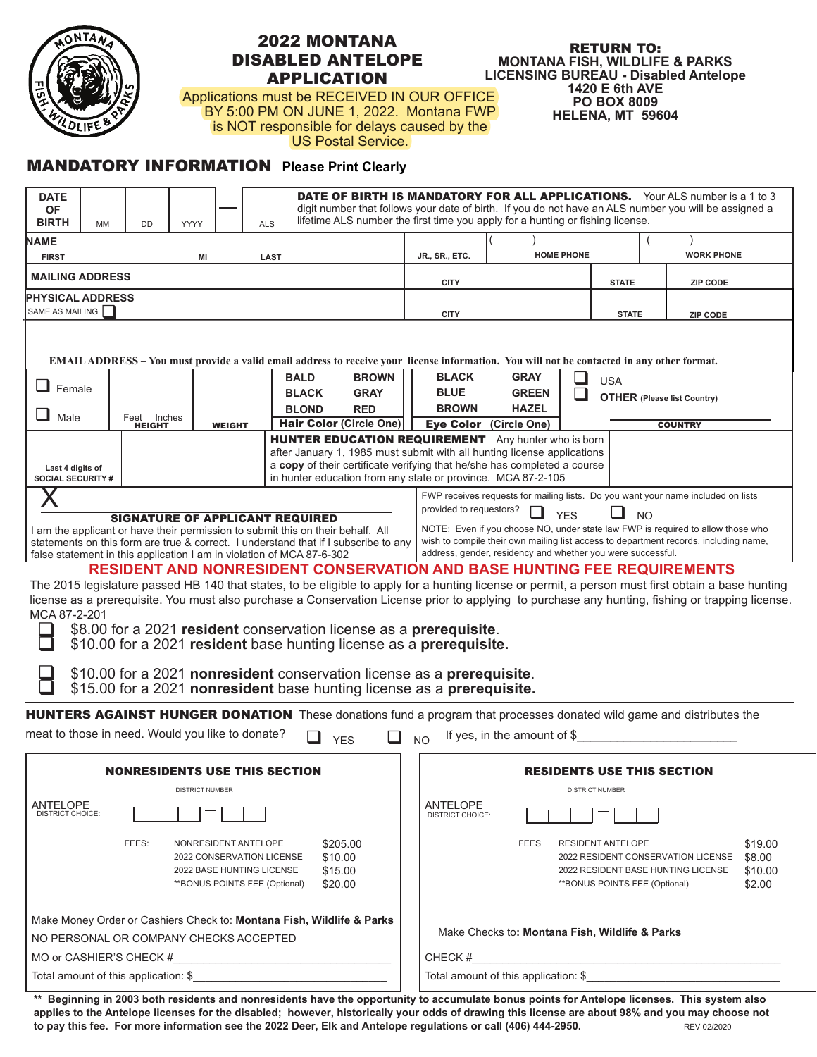# 2022 MONTANA DISABLED ANTELOPE APPLICATION

Applications must be RECEIVED IN OUR OFFICE BY 5:00 PM ON JUNE 1, 2022. Montana FWP is NOT responsible for delays caused by the US Postal Service.

**RETURN TO:**
**MONTANA FISH, WILDLIFE & PARKS**
**LICENSING BUREAU - Disabled Antelope**
**1420 E 6th AVE**
**PO BOX 8009**
**HELENA, MT 59604**

## MANDATORY INFORMATION **Please Print Clearly**

| DATE OF BIRTH | MM | DD | YYYY | — | ALS | **DATE OF BIRTH IS MANDATORY FOR ALL APPLICATIONS.** Your ALS number is a 1 to 3 digit number that follows your date of birth. If you do not have an ALS number you will be assigned a lifetime ALS number the first time you apply for a hunting or fishing license. |
|---|---|---|---|---|---|---|

| NAME: FIRST | MI | LAST | JR., SR., ETC. | ( ) HOME PHONE | ( ) WORK PHONE |
|---|---|---|---|---|---|
| **MAILING ADDRESS** | | | CITY | STATE | ZIP CODE |
| **PHYSICAL ADDRESS** SAME AS MAILING ☐ | | | CITY | STATE | ZIP CODE |

**EMAIL ADDRESS – You must provide a valid email address to receive your license information. You will not be contacted in any other format.**

| ☐ Female ☐ Male | Feet Inches HEIGHT | WEIGHT | BALD BROWN BLACK GRAY BLOND RED **Hair Color** (Circle One) | BLACK GRAY BLUE GREEN BROWN HAZEL **Eye Color** (Circle One) | ☐ USA ☐ **OTHER** (Please list Country) COUNTRY |
|---|---|---|---|---|---|

| Last 4 digits of SOCIAL SECURITY # | | **HUNTER EDUCATION REQUIREMENT** Any hunter who is born after January 1, 1985 must submit with all hunting license applications a **copy** of their certificate verifying that he/she has completed a course in hunter education from any state or province. MCA 87-2-105 |
|---|---|---|

X ________________________________

**SIGNATURE OF APPLICANT REQUIRED**

I am the applicant or have their permission to submit this on their behalf. All statements on this form are true & correct. I understand that if I subscribe to any false statement in this application I am in violation of MCA 87-6-302

FWP receives requests for mailing lists. Do you want your name included on lists provided to requestors? ☐ YES ☐ NO

NOTE: Even if you choose NO, under state law FWP is required to allow those who wish to compile their own mailing list access to department records, including name, address, gender, residency and whether you were successful.

## RESIDENT AND NONRESIDENT CONSERVATION AND BASE HUNTING FEE REQUIREMENTS

The 2015 legislature passed HB 140 that states, to be eligible to apply for a hunting license or permit, a person must first obtain a base hunting license as a prerequisite. You must also purchase a Conservation License prior to applying to purchase any hunting, fishing or trapping license. MCA 87-2-201

- ☐ $8.00 for a 2021 **resident** conservation license as a **prerequisite**.
- ☐ $10.00 for a 2021 **resident** base hunting license as a **prerequisite.**

- ☐ $10.00 for a 2021 **nonresident** conservation license as a **prerequisite**.
- ☐ $15.00 for a 2021 **nonresident** base hunting license as a **prerequisite.**

**HUNTERS AGAINST HUNGER DONATION** These donations fund a program that processes donated wild game and distributes the meat to those in need. Would you like to donate? ☐ YES ☐ NO If yes, in the amount of $________________________

### NONRESIDENTS USE THIS SECTION

ANTELOPE DISTRICT CHOICE: DISTRICT NUMBER |__|__|__| — |__|__|

| FEES: | |
|---|---|
| NONRESIDENT ANTELOPE | $205.00 |
| 2022 CONSERVATION LICENSE | $10.00 |
| 2022 BASE HUNTING LICENSE | $15.00 |
| **BONUS POINTS FEE (Optional) | $20.00 |

Make Money Order or Cashiers Check to: **Montana Fish, Wildlife & Parks**

NO PERSONAL OR COMPANY CHECKS ACCEPTED

MO or CASHIER'S CHECK #________________________

Total amount of this application: $________________________

### RESIDENTS USE THIS SECTION

ANTELOPE DISTRICT CHOICE: DISTRICT NUMBER |__|__|__| — |__|__|

| FEES | |
|---|---|
| RESIDENT ANTELOPE | $19.00 |
| 2022 RESIDENT CONSERVATION LICENSE | $8.00 |
| 2022 RESIDENT BASE HUNTING LICENSE | $10.00 |
| **BONUS POINTS FEE (Optional) | $2.00 |

Make Checks to**: Montana Fish, Wildlife & Parks**

CHECK #________________________

Total amount of this application: $________________________

**** Beginning in 2003 both residents and nonresidents have the opportunity to accumulate bonus points for Antelope licenses. This system also applies to the Antelope licenses for the disabled; however, historically your odds of drawing this license are about 98% and you may choose not to pay this fee. For more information see the 2022 Deer, Elk and Antelope regulations or call (406) 444-2950.**

REV 02/2020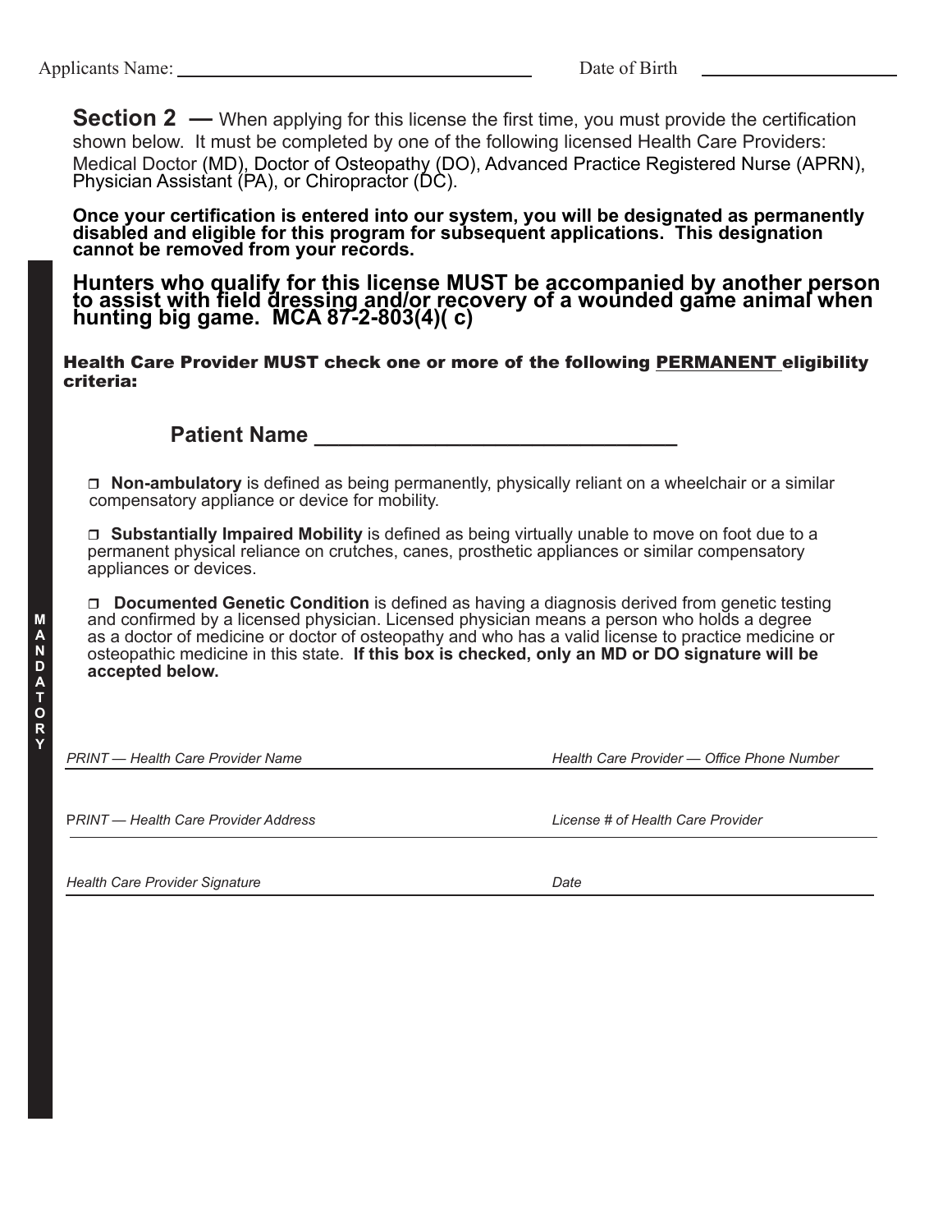Applicants Name: ______________________________ Date of Birth ____________________

**Section 2 —** When applying for this license the first time, you must provide the certification shown below. It must be completed by one of the following licensed Health Care Providers: Medical Doctor (MD), Doctor of Osteopathy (DO), Advanced Practice Registered Nurse (APRN), Physician Assistant (PA), or Chiropractor (DC).

**Once your certification is entered into our system, you will be designated as permanently disabled and eligible for this program for subsequent applications. This designation cannot be removed from your records.**

**Hunters who qualify for this license MUST be accompanied by another person to assist with field dressing and/or recovery of a wounded game animal when hunting big game. MCA 87-2-803(4)( c)**

**Health Care Provider MUST check one or more of the following PERMANENT eligibility criteria:**

MANDATORY

**Patient Name ______________________________**

- ☐ **Non-ambulatory** is defined as being permanently, physically reliant on a wheelchair or a similar compensatory appliance or device for mobility.
- ☐ **Substantially Impaired Mobility** is defined as being virtually unable to move on foot due to a permanent physical reliance on crutches, canes, prosthetic appliances or similar compensatory appliances or devices.
- ☐ **Documented Genetic Condition** is defined as having a diagnosis derived from genetic testing and confirmed by a licensed physician. Licensed physician means a person who holds a degree as a doctor of medicine or doctor of osteopathy and who has a valid license to practice medicine or osteopathic medicine in this state. **If this box is checked, only an MD or DO signature will be accepted below.**

______________________________ ______________________________
*PRINT — Health Care Provider Name* *Health Care Provider — Office Phone Number*

______________________________ ______________________________
*PRINT — Health Care Provider Address* *License # of Health Care Provider*

______________________________ ______________________________
*Health Care Provider Signature* *Date*